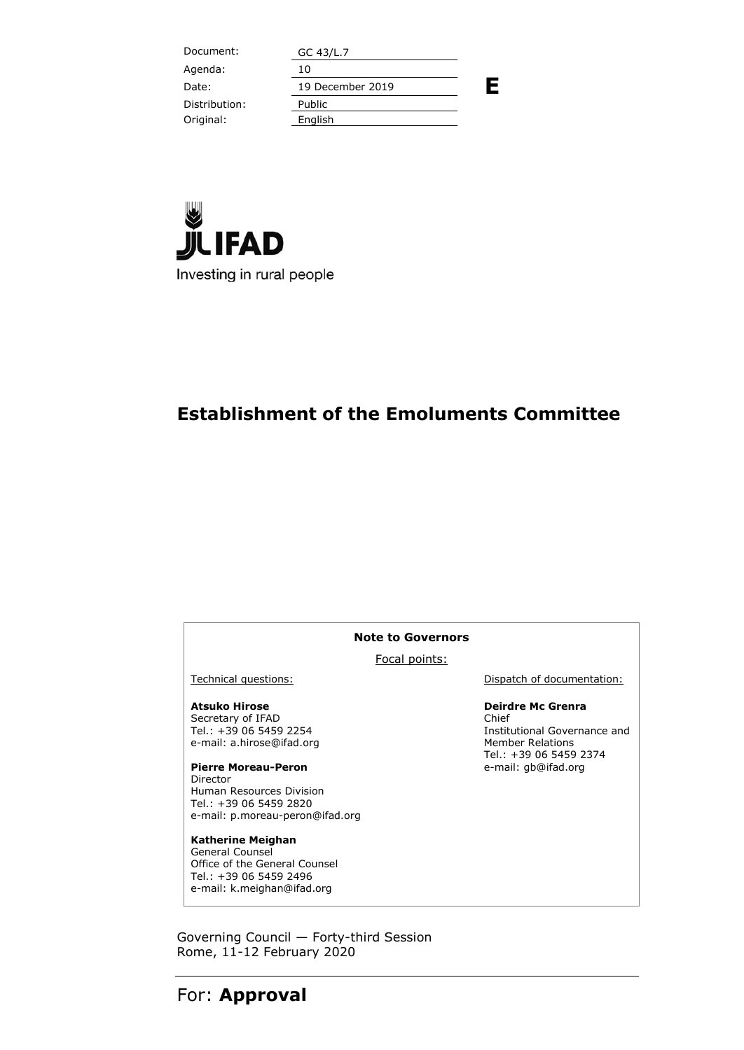| | |
|---|---|
| Document: | GC 43/L.7 |
| Agenda: | 10 |
| Date: | 19 December 2019 |
| Distribution: | Public |
| Original: | English |

**E**

IFAD
Investing in rural people

# Establishment of the Emoluments Committee

**Note to Governors**

Focal points:

Technical questions:

**Atsuko Hirose**
Secretary of IFAD
Tel.: +39 06 5459 2254
e-mail: a.hirose@ifad.org

**Pierre Moreau-Peron**
Director
Human Resources Division
Tel.: +39 06 5459 2820
e-mail: p.moreau-peron@ifad.org

**Katherine Meighan**
General Counsel
Office of the General Counsel
Tel.: +39 06 5459 2496
e-mail: k.meighan@ifad.org

Dispatch of documentation:

**Deirdre Mc Grenra**
Chief
Institutional Governance and Member Relations
Tel.: +39 06 5459 2374
e-mail: gb@ifad.org

Governing Council — Forty-third Session
Rome, 11-12 February 2020

For: **Approval**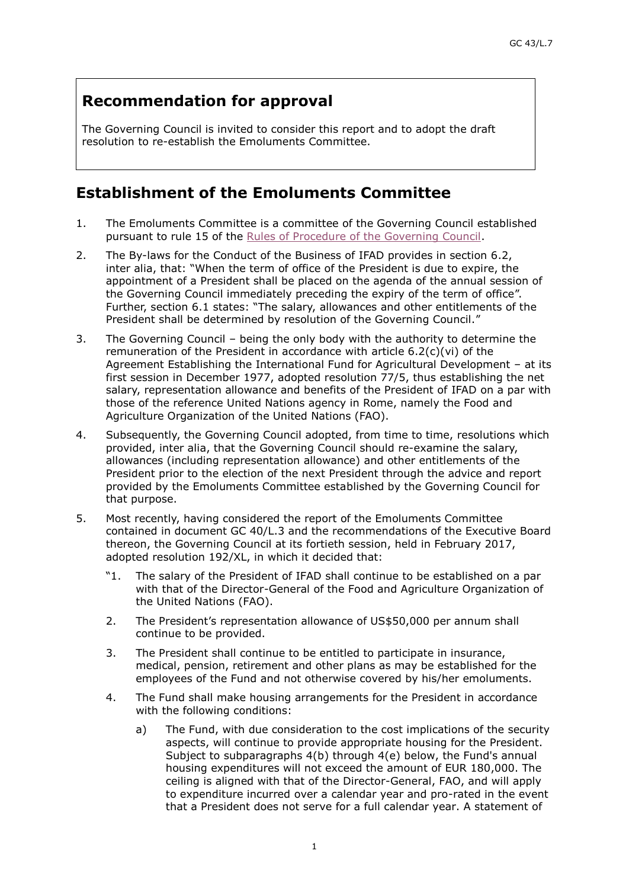## Recommendation for approval

The Governing Council is invited to consider this report and to adopt the draft resolution to re-establish the Emoluments Committee.

## Establishment of the Emoluments Committee

1. The Emoluments Committee is a committee of the Governing Council established pursuant to rule 15 of the Rules of Procedure of the Governing Council.
2. The By-laws for the Conduct of the Business of IFAD provides in section 6.2, inter alia, that: "When the term of office of the President is due to expire, the appointment of a President shall be placed on the agenda of the annual session of the Governing Council immediately preceding the expiry of the term of office". Further, section 6.1 states: "The salary, allowances and other entitlements of the President shall be determined by resolution of the Governing Council."
3. The Governing Council – being the only body with the authority to determine the remuneration of the President in accordance with article 6.2(c)(vi) of the Agreement Establishing the International Fund for Agricultural Development – at its first session in December 1977, adopted resolution 77/5, thus establishing the net salary, representation allowance and benefits of the President of IFAD on a par with those of the reference United Nations agency in Rome, namely the Food and Agriculture Organization of the United Nations (FAO).
4. Subsequently, the Governing Council adopted, from time to time, resolutions which provided, inter alia, that the Governing Council should re-examine the salary, allowances (including representation allowance) and other entitlements of the President prior to the election of the next President through the advice and report provided by the Emoluments Committee established by the Governing Council for that purpose.
5. Most recently, having considered the report of the Emoluments Committee contained in document GC 40/L.3 and the recommendations of the Executive Board thereon, the Governing Council at its fortieth session, held in February 2017, adopted resolution 192/XL, in which it decided that:

   "1. The salary of the President of IFAD shall continue to be established on a par with that of the Director-General of the Food and Agriculture Organization of the United Nations (FAO).

   2. The President's representation allowance of US$50,000 per annum shall continue to be provided.

   3. The President shall continue to be entitled to participate in insurance, medical, pension, retirement and other plans as may be established for the employees of the Fund and not otherwise covered by his/her emoluments.

   4. The Fund shall make housing arrangements for the President in accordance with the following conditions:

      a) The Fund, with due consideration to the cost implications of the security aspects, will continue to provide appropriate housing for the President. Subject to subparagraphs 4(b) through 4(e) below, the Fund's annual housing expenditures will not exceed the amount of EUR 180,000. The ceiling is aligned with that of the Director-General, FAO, and will apply to expenditure incurred over a calendar year and pro-rated in the event that a President does not serve for a full calendar year. A statement of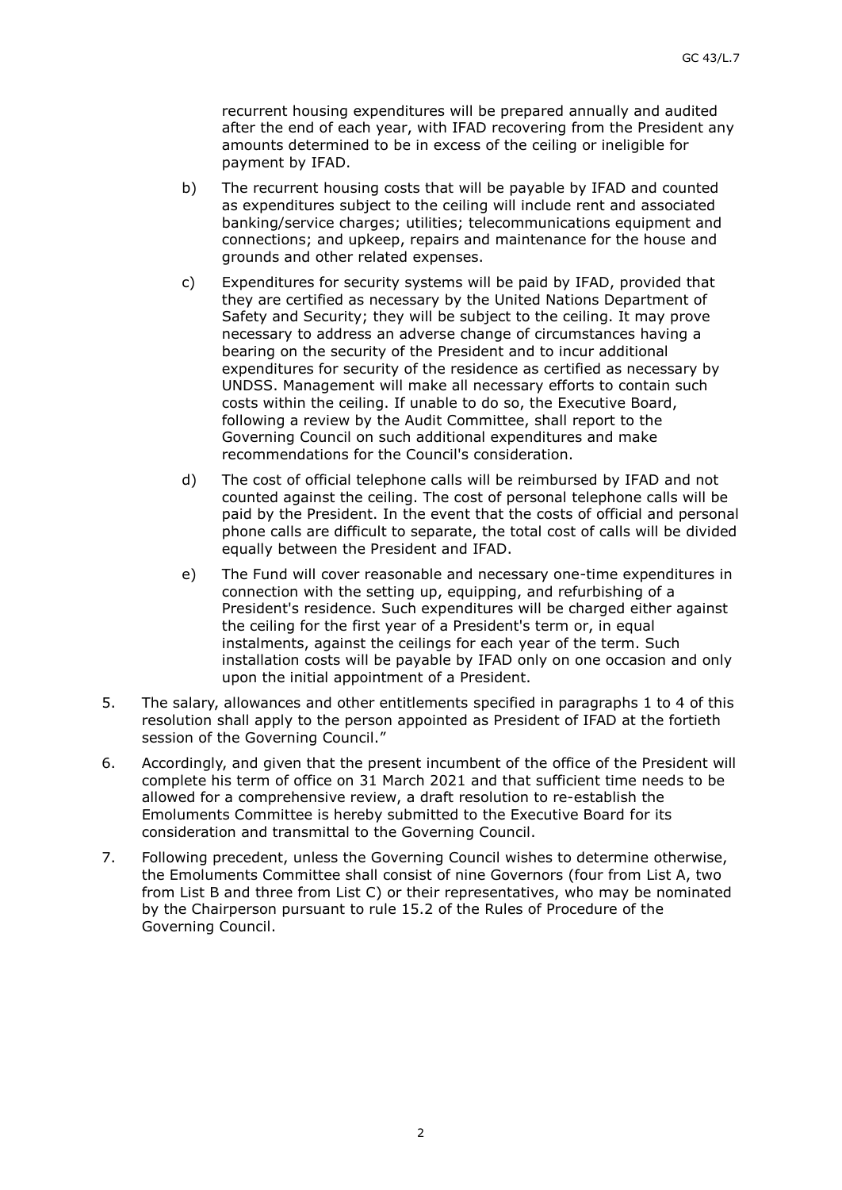recurrent housing expenditures will be prepared annually and audited after the end of each year, with IFAD recovering from the President any amounts determined to be in excess of the ceiling or ineligible for payment by IFAD.

b) The recurrent housing costs that will be payable by IFAD and counted as expenditures subject to the ceiling will include rent and associated banking/service charges; utilities; telecommunications equipment and connections; and upkeep, repairs and maintenance for the house and grounds and other related expenses.

c) Expenditures for security systems will be paid by IFAD, provided that they are certified as necessary by the United Nations Department of Safety and Security; they will be subject to the ceiling. It may prove necessary to address an adverse change of circumstances having a bearing on the security of the President and to incur additional expenditures for security of the residence as certified as necessary by UNDSS. Management will make all necessary efforts to contain such costs within the ceiling. If unable to do so, the Executive Board, following a review by the Audit Committee, shall report to the Governing Council on such additional expenditures and make recommendations for the Council's consideration.

d) The cost of official telephone calls will be reimbursed by IFAD and not counted against the ceiling. The cost of personal telephone calls will be paid by the President. In the event that the costs of official and personal phone calls are difficult to separate, the total cost of calls will be divided equally between the President and IFAD.

e) The Fund will cover reasonable and necessary one-time expenditures in connection with the setting up, equipping, and refurbishing of a President's residence. Such expenditures will be charged either against the ceiling for the first year of a President's term or, in equal instalments, against the ceilings for each year of the term. Such installation costs will be payable by IFAD only on one occasion and only upon the initial appointment of a President.

5. The salary, allowances and other entitlements specified in paragraphs 1 to 4 of this resolution shall apply to the person appointed as President of IFAD at the fortieth session of the Governing Council."

6. Accordingly, and given that the present incumbent of the office of the President will complete his term of office on 31 March 2021 and that sufficient time needs to be allowed for a comprehensive review, a draft resolution to re-establish the Emoluments Committee is hereby submitted to the Executive Board for its consideration and transmittal to the Governing Council.

7. Following precedent, unless the Governing Council wishes to determine otherwise, the Emoluments Committee shall consist of nine Governors (four from List A, two from List B and three from List C) or their representatives, who may be nominated by the Chairperson pursuant to rule 15.2 of the Rules of Procedure of the Governing Council.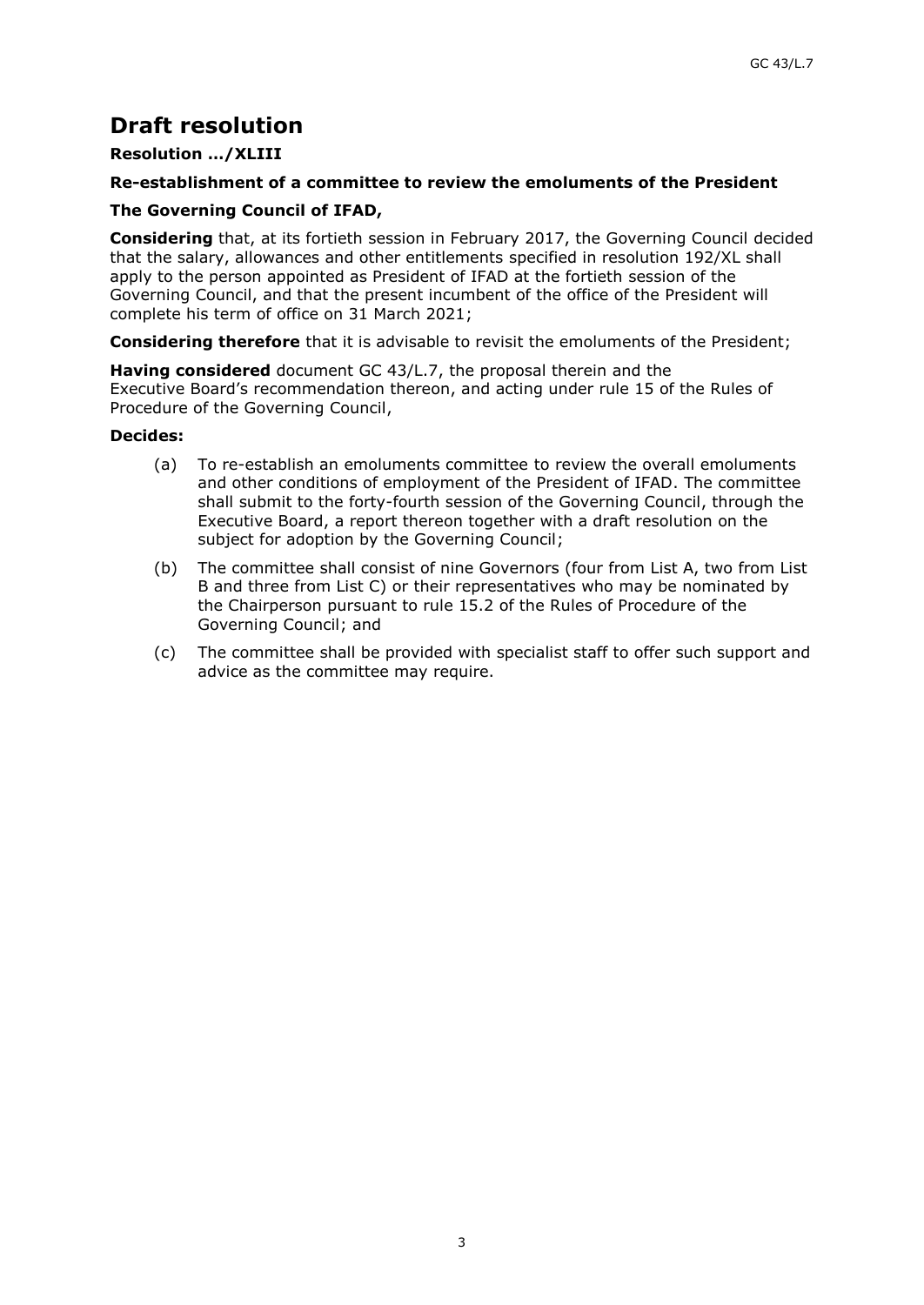# Draft resolution

**Resolution .../XLIII**

**Re-establishment of a committee to review the emoluments of the President**

**The Governing Council of IFAD,**

**Considering** that, at its fortieth session in February 2017, the Governing Council decided that the salary, allowances and other entitlements specified in resolution 192/XL shall apply to the person appointed as President of IFAD at the fortieth session of the Governing Council, and that the present incumbent of the office of the President will complete his term of office on 31 March 2021;

**Considering therefore** that it is advisable to revisit the emoluments of the President;

**Having considered** document GC 43/L.7, the proposal therein and the Executive Board's recommendation thereon, and acting under rule 15 of the Rules of Procedure of the Governing Council,

**Decides:**

(a) To re-establish an emoluments committee to review the overall emoluments and other conditions of employment of the President of IFAD. The committee shall submit to the forty-fourth session of the Governing Council, through the Executive Board, a report thereon together with a draft resolution on the subject for adoption by the Governing Council;

(b) The committee shall consist of nine Governors (four from List A, two from List B and three from List C) or their representatives who may be nominated by the Chairperson pursuant to rule 15.2 of the Rules of Procedure of the Governing Council; and

(c) The committee shall be provided with specialist staff to offer such support and advice as the committee may require.